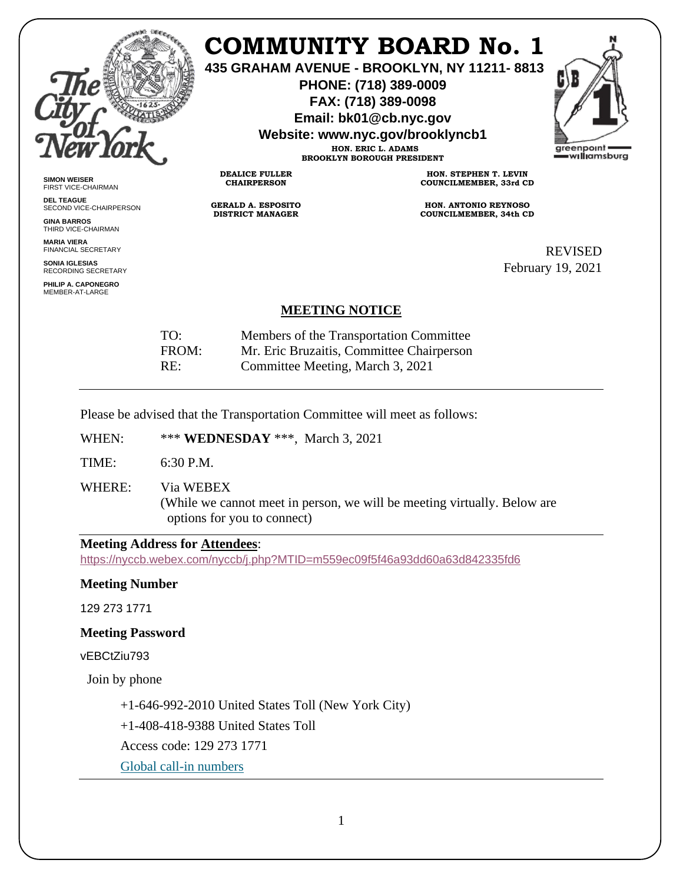# COMMUNITY BOARD No. 1

**435 GRAHAM AVENUE - BROOKLYN, NY 11211- 8813**
**PHONE: (718) 389-0009**
**FAX: (718) 389-0098**
**Email: bk01@cb.nyc.gov**
**Website: www.nyc.gov/brooklyncb1**

**HON. ERIC L. ADAMS**
**BROOKLYN BOROUGH PRESIDENT**

**DEALICE FULLER**
**CHAIRPERSON**

**GERALD A. ESPOSITO**
**DISTRICT MANAGER**

**HON. STEPHEN T. LEVIN**
**COUNCILMEMBER, 33rd CD**

**HON. ANTONIO REYNOSO**
**COUNCILMEMBER, 34th CD**

**SIMON WEISER**
FIRST VICE-CHAIRMAN

**DEL TEAGUE**
SECOND VICE-CHAIRPERSON

**GINA BARROS**
THIRD VICE-CHAIRMAN

**MARIA VIERA**
FINANCIAL SECRETARY

**SONIA IGLESIAS**
RECORDING SECRETARY

**PHILIP A. CAPONEGRO**
MEMBER-AT-LARGE

REVISED
February 19, 2021

## MEETING NOTICE

TO: Members of the Transportation Committee
FROM: Mr. Eric Bruzaitis, Committee Chairperson
RE: Committee Meeting, March 3, 2021

---

Please be advised that the Transportation Committee will meet as follows:

WHEN: *** **WEDNESDAY** ***, March 3, 2021

TIME: 6:30 P.M.

WHERE: Via WEBEX
(While we cannot meet in person, we will be meeting virtually. Below are options for you to connect)

---

**Meeting Address for Attendees**:
https://nyccb.webex.com/nyccb/j.php?MTID=m559ec09f5f46a93dd60a63d842335fd6

**Meeting Number**

129 273 1771

**Meeting Password**

vEBCtZiu793

Join by phone

+1-646-992-2010 United States Toll (New York City)

+1-408-418-9388 United States Toll

Access code: 129 273 1771

Global call-in numbers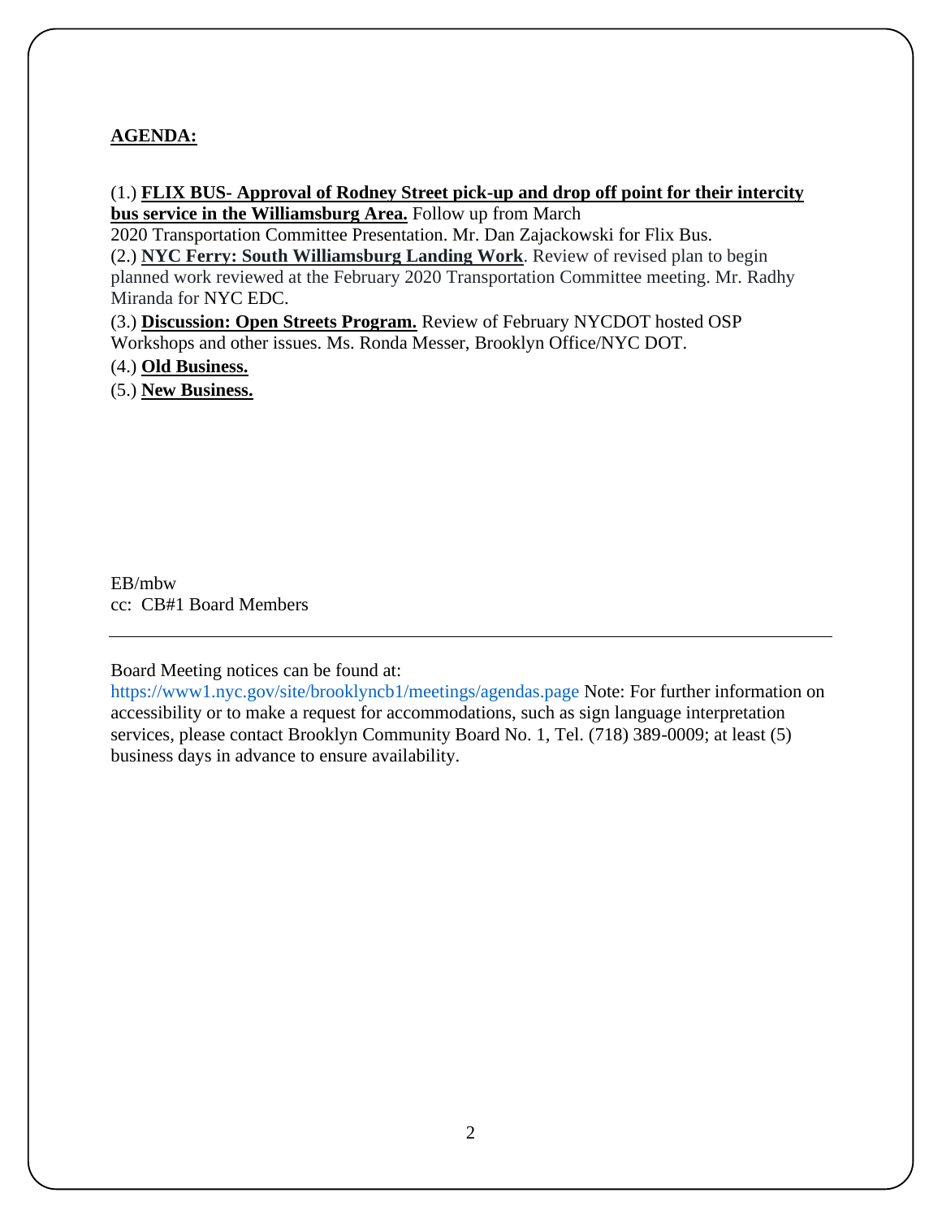**AGENDA:**

(1.) **FLIX BUS- Approval of Rodney Street pick-up and drop off point for their intercity bus service in the Williamsburg Area.** Follow up from March 2020 Transportation Committee Presentation. Mr. Dan Zajackowski for Flix Bus.

(2.) **NYC Ferry: South Williamsburg Landing Work**. Review of revised plan to begin planned work reviewed at the February 2020 Transportation Committee meeting. Mr. Radhy Miranda for NYC EDC.

(3.) **Discussion: Open Streets Program.** Review of February NYCDOT hosted OSP Workshops and other issues. Ms. Ronda Messer, Brooklyn Office/NYC DOT.

(4.) **Old Business.**

(5.) **New Business.**

EB/mbw
cc: CB#1 Board Members

---

Board Meeting notices can be found at:
https://www1.nyc.gov/site/brooklyncb1/meetings/agendas.page Note: For further information on accessibility or to make a request for accommodations, such as sign language interpretation services, please contact Brooklyn Community Board No. 1, Tel. (718) 389-0009; at least (5) business days in advance to ensure availability.